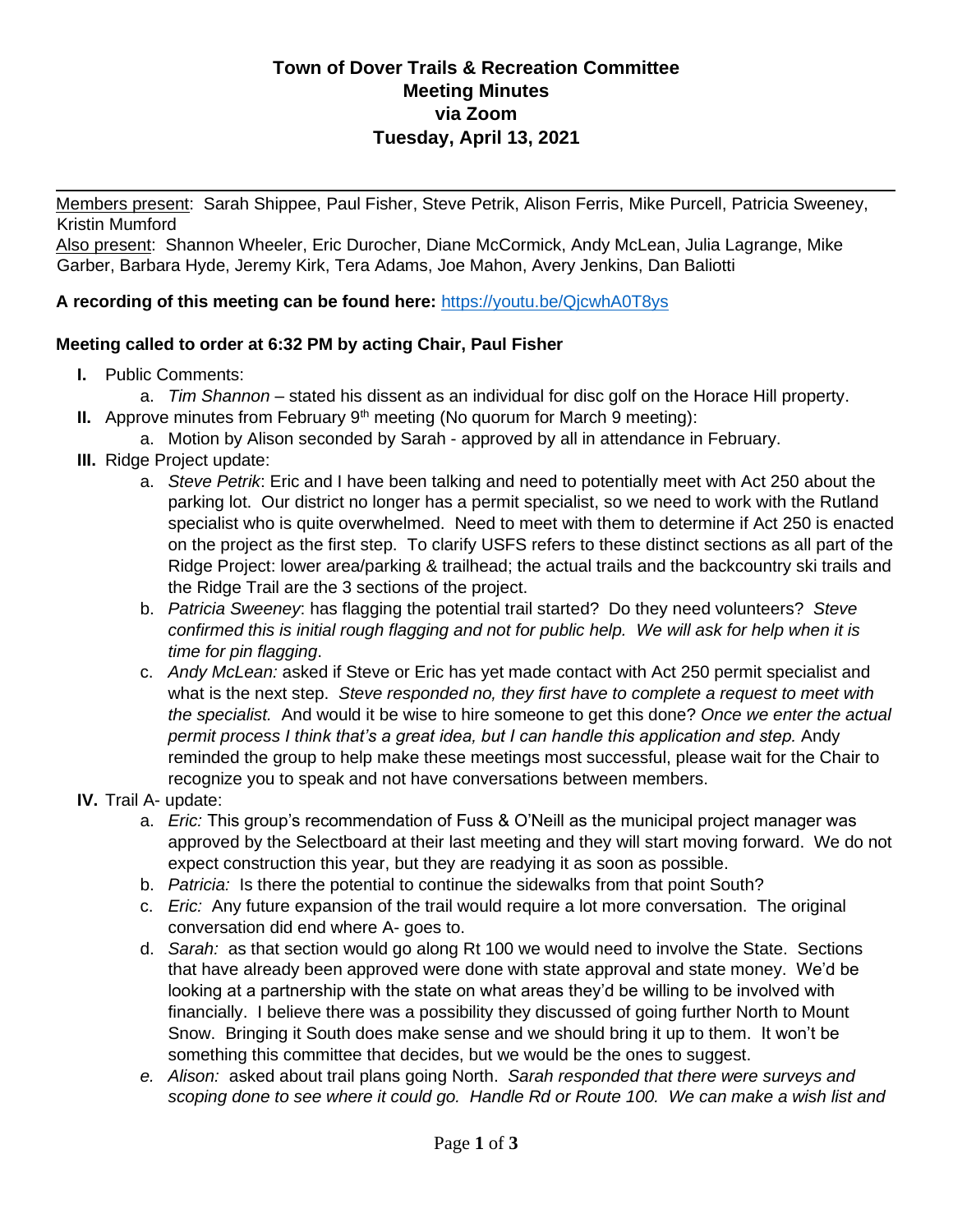# Town of Dover Trails & Recreation Committee
## Meeting Minutes
## via Zoom
## Tuesday, April 13, 2021

Members present: Sarah Shippee, Paul Fisher, Steve Petrik, Alison Ferris, Mike Purcell, Patricia Sweeney, Kristin Mumford

Also present: Shannon Wheeler, Eric Durocher, Diane McCormick, Andy McLean, Julia Lagrange, Mike Garber, Barbara Hyde, Jeremy Kirk, Tera Adams, Joe Mahon, Avery Jenkins, Dan Baliotti

**A recording of this meeting can be found here:** https://youtu.be/QjcwhA0T8ys

**Meeting called to order at 6:32 PM by acting Chair, Paul Fisher**

**I.** Public Comments:
   a. *Tim Shannon* – stated his dissent as an individual for disc golf on the Horace Hill property.

**II.** Approve minutes from February 9th meeting (No quorum for March 9 meeting):
   a. Motion by Alison seconded by Sarah - approved by all in attendance in February.

**III.** Ridge Project update:
   a. *Steve Petrik*: Eric and I have been talking and need to potentially meet with Act 250 about the parking lot. Our district no longer has a permit specialist, so we need to work with the Rutland specialist who is quite overwhelmed. Need to meet with them to determine if Act 250 is enacted on the project as the first step. To clarify USFS refers to these distinct sections as all part of the Ridge Project: lower area/parking & trailhead; the actual trails and the backcountry ski trails and the Ridge Trail are the 3 sections of the project.
   b. *Patricia Sweeney*: has flagging the potential trail started? Do they need volunteers? *Steve confirmed this is initial rough flagging and not for public help. We will ask for help when it is time for pin flagging*.
   c. *Andy McLean:* asked if Steve or Eric has yet made contact with Act 250 permit specialist and what is the next step. *Steve responded no, they first have to complete a request to meet with the specialist.* And would it be wise to hire someone to get this done? *Once we enter the actual permit process I think that's a great idea, but I can handle this application and step.* Andy reminded the group to help make these meetings most successful, please wait for the Chair to recognize you to speak and not have conversations between members.

**IV.** Trail A- update:
   a. *Eric:* This group's recommendation of Fuss & O'Neill as the municipal project manager was approved by the Selectboard at their last meeting and they will start moving forward. We do not expect construction this year, but they are readying it as soon as possible.
   b. *Patricia:* Is there the potential to continue the sidewalks from that point South?
   c. *Eric:* Any future expansion of the trail would require a lot more conversation. The original conversation did end where A- goes to.
   d. *Sarah:* as that section would go along Rt 100 we would need to involve the State. Sections that have already been approved were done with state approval and state money. We'd be looking at a partnership with the state on what areas they'd be willing to be involved with financially. I believe there was a possibility they discussed of going further North to Mount Snow. Bringing it South does make sense and we should bring it up to them. It won't be something this committee that decides, but we would be the ones to suggest.
   e. *Alison:* asked about trail plans going North. *Sarah responded that there were surveys and scoping done to see where it could go. Handle Rd or Route 100. We can make a wish list and*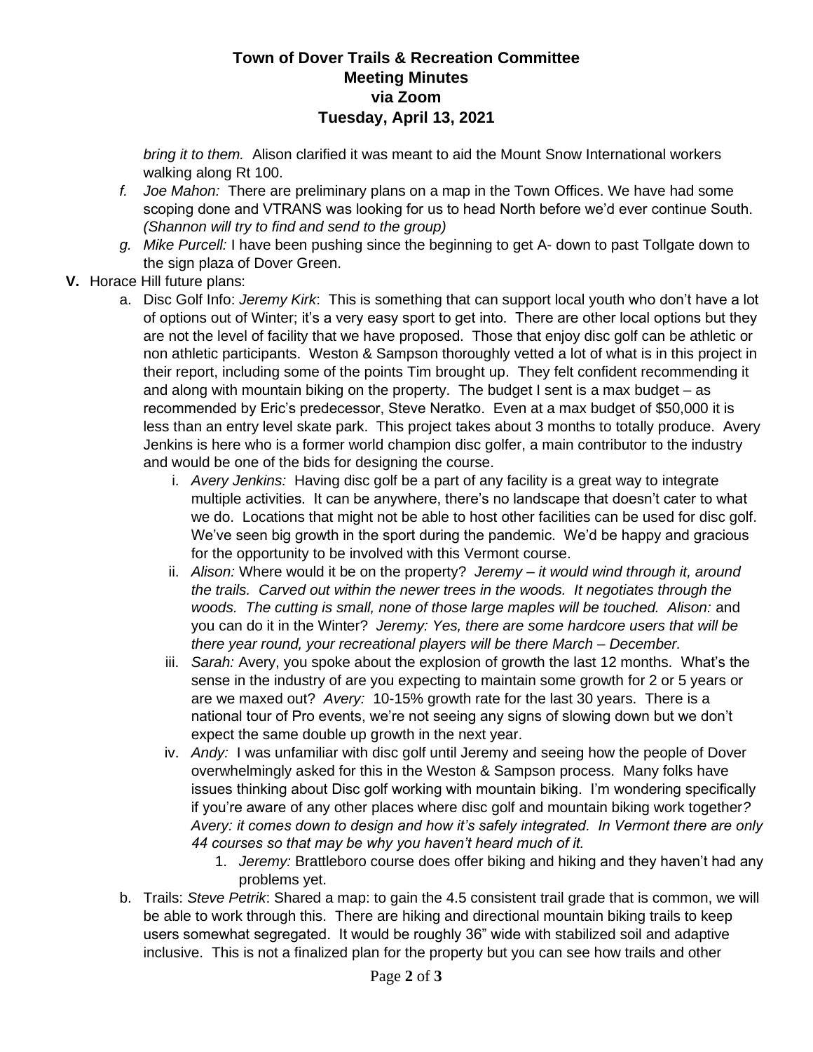# Town of Dover Trails & Recreation Committee Meeting Minutes via Zoom Tuesday, April 13, 2021

*bring it to them.* Alison clarified it was meant to aid the Mount Snow International workers walking along Rt 100.

f. *Joe Mahon:* There are preliminary plans on a map in the Town Offices. We have had some scoping done and VTRANS was looking for us to head North before we'd ever continue South. *(Shannon will try to find and send to the group)*

g. *Mike Purcell:* I have been pushing since the beginning to get A- down to past Tollgate down to the sign plaza of Dover Green.

**V.** Horace Hill future plans:

a. Disc Golf Info: *Jeremy Kirk*: This is something that can support local youth who don't have a lot of options out of Winter; it's a very easy sport to get into. There are other local options but they are not the level of facility that we have proposed. Those that enjoy disc golf can be athletic or non athletic participants. Weston & Sampson thoroughly vetted a lot of what is in this project in their report, including some of the points Tim brought up. They felt confident recommending it and along with mountain biking on the property. The budget I sent is a max budget – as recommended by Eric's predecessor, Steve Neratko. Even at a max budget of $50,000 it is less than an entry level skate park. This project takes about 3 months to totally produce. Avery Jenkins is here who is a former world champion disc golfer, a main contributor to the industry and would be one of the bids for designing the course.

  i. *Avery Jenkins:* Having disc golf be a part of any facility is a great way to integrate multiple activities. It can be anywhere, there's no landscape that doesn't cater to what we do. Locations that might not be able to host other facilities can be used for disc golf. We've seen big growth in the sport during the pandemic. We'd be happy and gracious for the opportunity to be involved with this Vermont course.

  ii. *Alison:* Where would it be on the property? *Jeremy – it would wind through it, around the trails. Carved out within the newer trees in the woods. It negotiates through the woods. The cutting is small, none of those large maples will be touched. Alison:* and you can do it in the Winter? *Jeremy: Yes, there are some hardcore users that will be there year round, your recreational players will be there March – December.*

  iii. *Sarah:* Avery, you spoke about the explosion of growth the last 12 months. What's the sense in the industry of are you expecting to maintain some growth for 2 or 5 years or are we maxed out? *Avery:* 10-15% growth rate for the last 30 years. There is a national tour of Pro events, we're not seeing any signs of slowing down but we don't expect the same double up growth in the next year.

  iv. *Andy:* I was unfamiliar with disc golf until Jeremy and seeing how the people of Dover overwhelmingly asked for this in the Weston & Sampson process. Many folks have issues thinking about Disc golf working with mountain biking. I'm wondering specifically if you're aware of any other places where disc golf and mountain biking work together*? Avery: it comes down to design and how it's safely integrated. In Vermont there are only 44 courses so that may be why you haven't heard much of it.*

    1. *Jeremy:* Brattleboro course does offer biking and hiking and they haven't had any problems yet.

b. Trails: *Steve Petrik*: Shared a map: to gain the 4.5 consistent trail grade that is common, we will be able to work through this. There are hiking and directional mountain biking trails to keep users somewhat segregated. It would be roughly 36" wide with stabilized soil and adaptive inclusive. This is not a finalized plan for the property but you can see how trails and other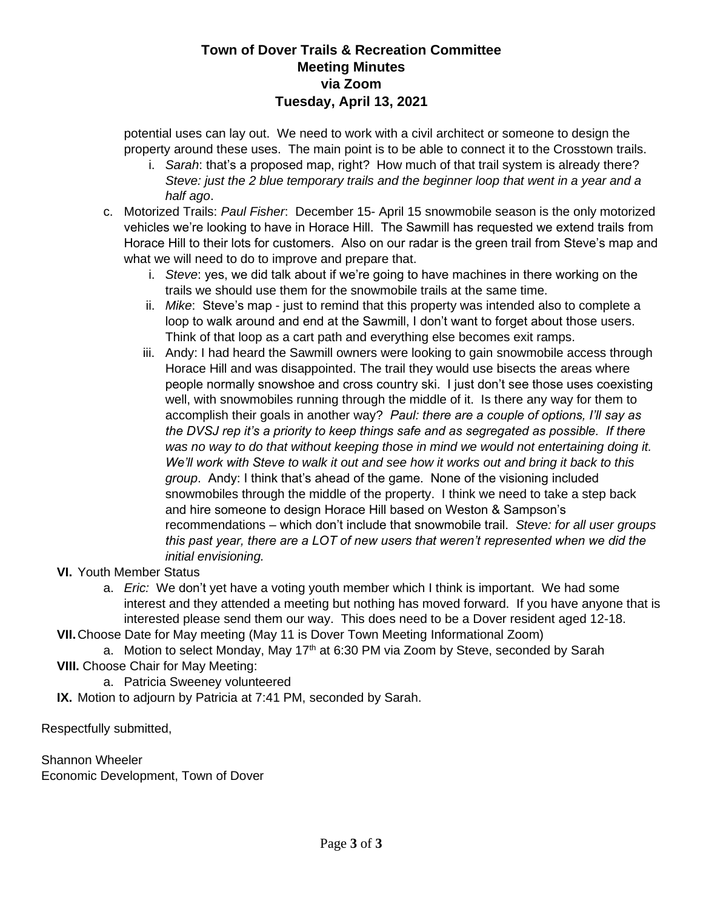**Town of Dover Trails & Recreation Committee**
**Meeting Minutes**
**via Zoom**
**Tuesday, April 13, 2021**

potential uses can lay out. We need to work with a civil architect or someone to design the property around these uses. The main point is to be able to connect it to the Crosstown trails.

   i. *Sarah*: that's a proposed map, right? How much of that trail system is already there? *Steve: just the 2 blue temporary trails and the beginner loop that went in a year and a half ago*.

c. Motorized Trails: *Paul Fisher*: December 15- April 15 snowmobile season is the only motorized vehicles we're looking to have in Horace Hill. The Sawmill has requested we extend trails from Horace Hill to their lots for customers. Also on our radar is the green trail from Steve's map and what we will need to do to improve and prepare that.

   i. *Steve*: yes, we did talk about if we're going to have machines in there working on the trails we should use them for the snowmobile trails at the same time.
   ii. *Mike*: Steve's map - just to remind that this property was intended also to complete a loop to walk around and end at the Sawmill, I don't want to forget about those users. Think of that loop as a cart path and everything else becomes exit ramps.
   iii. Andy: I had heard the Sawmill owners were looking to gain snowmobile access through Horace Hill and was disappointed. The trail they would use bisects the areas where people normally snowshoe and cross country ski. I just don't see those uses coexisting well, with snowmobiles running through the middle of it. Is there any way for them to accomplish their goals in another way? *Paul: there are a couple of options, I'll say as the DVSJ rep it's a priority to keep things safe and as segregated as possible. If there was no way to do that without keeping those in mind we would not entertaining doing it. We'll work with Steve to walk it out and see how it works out and bring it back to this group*. Andy: I think that's ahead of the game. None of the visioning included snowmobiles through the middle of the property. I think we need to take a step back and hire someone to design Horace Hill based on Weston & Sampson's recommendations – which don't include that snowmobile trail. *Steve: for all user groups this past year, there are a LOT of new users that weren't represented when we did the initial envisioning.*

**VI.** Youth Member Status

   a. *Eric:* We don't yet have a voting youth member which I think is important. We had some interest and they attended a meeting but nothing has moved forward. If you have anyone that is interested please send them our way. This does need to be a Dover resident aged 12-18.

**VII.** Choose Date for May meeting (May 11 is Dover Town Meeting Informational Zoom)

   a. Motion to select Monday, May 17th at 6:30 PM via Zoom by Steve, seconded by Sarah

**VIII.** Choose Chair for May Meeting:

   a. Patricia Sweeney volunteered

**IX.** Motion to adjourn by Patricia at 7:41 PM, seconded by Sarah.

Respectfully submitted,

Shannon Wheeler
Economic Development, Town of Dover